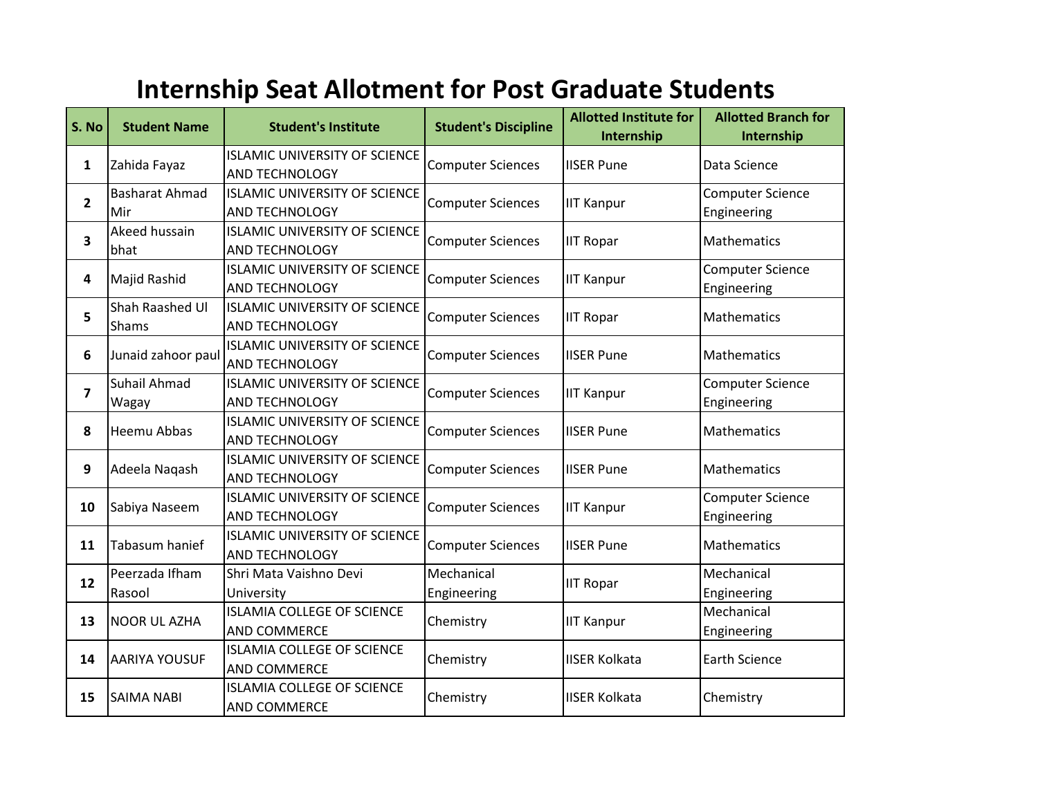# Internship Seat Allotment for Post Graduate Students

| S. No | Student Name | Student's Institute | Student's Discipline | Allotted Institute for Internship | Allotted Branch for Internship |
|---|---|---|---|---|---|
| 1 | Zahida Fayaz | ISLAMIC UNIVERSITY OF SCIENCE AND TECHNOLOGY | Computer Sciences | IISER Pune | Data Science |
| 2 | Basharat Ahmad Mir | ISLAMIC UNIVERSITY OF SCIENCE AND TECHNOLOGY | Computer Sciences | IIT Kanpur | Computer Science Engineering |
| 3 | Akeed hussain bhat | ISLAMIC UNIVERSITY OF SCIENCE AND TECHNOLOGY | Computer Sciences | IIT Ropar | Mathematics |
| 4 | Majid Rashid | ISLAMIC UNIVERSITY OF SCIENCE AND TECHNOLOGY | Computer Sciences | IIT Kanpur | Computer Science Engineering |
| 5 | Shah Raashed Ul Shams | ISLAMIC UNIVERSITY OF SCIENCE AND TECHNOLOGY | Computer Sciences | IIT Ropar | Mathematics |
| 6 | Junaid zahoor paul | ISLAMIC UNIVERSITY OF SCIENCE AND TECHNOLOGY | Computer Sciences | IISER Pune | Mathematics |
| 7 | Suhail Ahmad Wagay | ISLAMIC UNIVERSITY OF SCIENCE AND TECHNOLOGY | Computer Sciences | IIT Kanpur | Computer Science Engineering |
| 8 | Heemu Abbas | ISLAMIC UNIVERSITY OF SCIENCE AND TECHNOLOGY | Computer Sciences | IISER Pune | Mathematics |
| 9 | Adeela Naqash | ISLAMIC UNIVERSITY OF SCIENCE AND TECHNOLOGY | Computer Sciences | IISER Pune | Mathematics |
| 10 | Sabiya Naseem | ISLAMIC UNIVERSITY OF SCIENCE AND TECHNOLOGY | Computer Sciences | IIT Kanpur | Computer Science Engineering |
| 11 | Tabasum hanief | ISLAMIC UNIVERSITY OF SCIENCE AND TECHNOLOGY | Computer Sciences | IISER Pune | Mathematics |
| 12 | Peerzada Ifham Rasool | Shri Mata Vaishno Devi University | Mechanical Engineering | IIT Ropar | Mechanical Engineering |
| 13 | NOOR UL AZHA | ISLAMIA COLLEGE OF SCIENCE AND COMMERCE | Chemistry | IIT Kanpur | Mechanical Engineering |
| 14 | AARIYA YOUSUF | ISLAMIA COLLEGE OF SCIENCE AND COMMERCE | Chemistry | IISER Kolkata | Earth Science |
| 15 | SAIMA NABI | ISLAMIA COLLEGE OF SCIENCE AND COMMERCE | Chemistry | IISER Kolkata | Chemistry |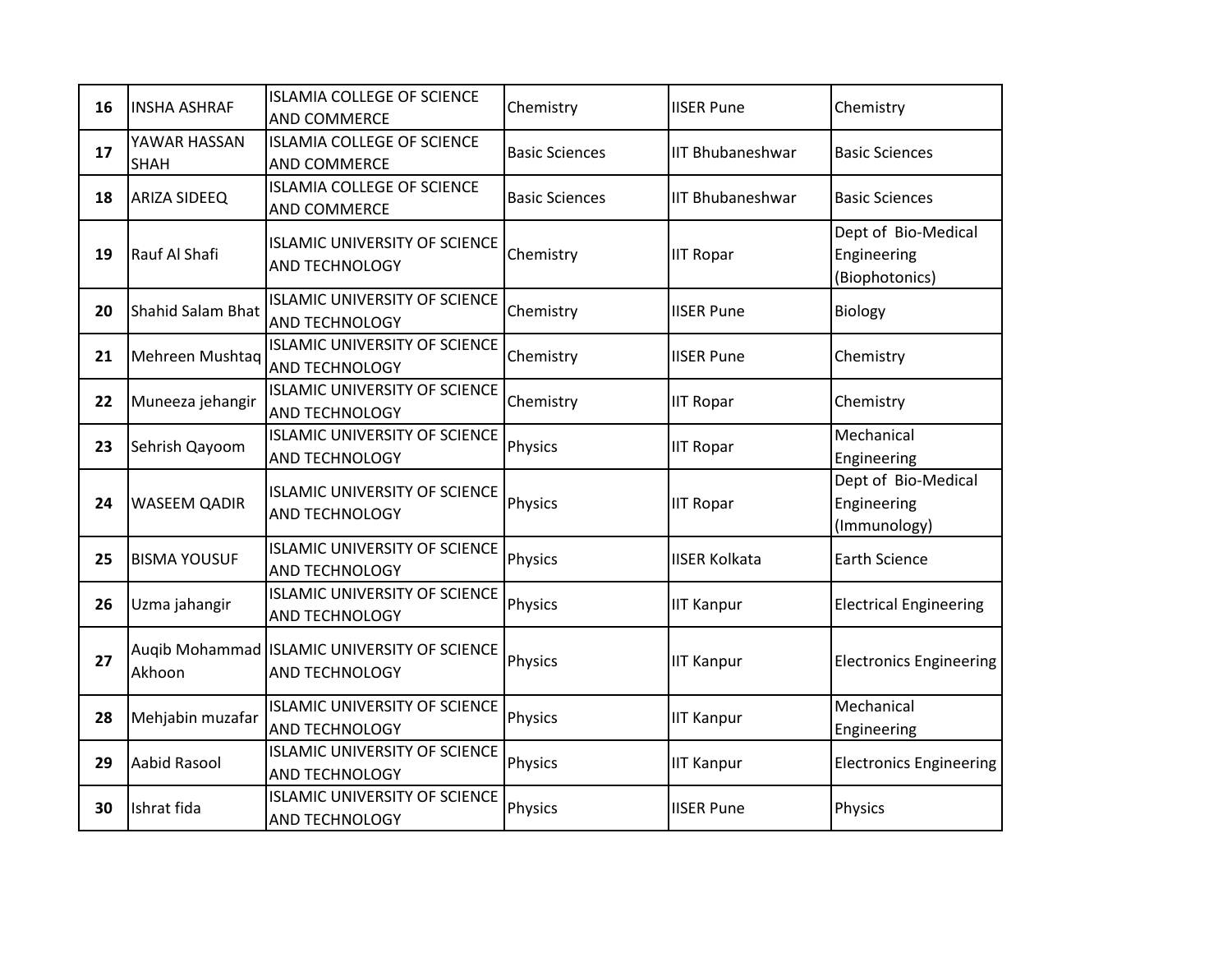| 16 | INSHA ASHRAF | ISLAMIA COLLEGE OF SCIENCE AND COMMERCE | Chemistry | IISER Pune | Chemistry |
|---|---|---|---|---|---|
| 17 | YAWAR HASSAN SHAH | ISLAMIA COLLEGE OF SCIENCE AND COMMERCE | Basic Sciences | IIT Bhubaneshwar | Basic Sciences |
| 18 | ARIZA SIDEEQ | ISLAMIA COLLEGE OF SCIENCE AND COMMERCE | Basic Sciences | IIT Bhubaneshwar | Basic Sciences |
| 19 | Rauf Al Shafi | ISLAMIC UNIVERSITY OF SCIENCE AND TECHNOLOGY | Chemistry | IIT Ropar | Dept of Bio-Medical Engineering (Biophotonics) |
| 20 | Shahid Salam Bhat | ISLAMIC UNIVERSITY OF SCIENCE AND TECHNOLOGY | Chemistry | IISER Pune | Biology |
| 21 | Mehreen Mushtaq | ISLAMIC UNIVERSITY OF SCIENCE AND TECHNOLOGY | Chemistry | IISER Pune | Chemistry |
| 22 | Muneeza jehangir | ISLAMIC UNIVERSITY OF SCIENCE AND TECHNOLOGY | Chemistry | IIT Ropar | Chemistry |
| 23 | Sehrish Qayoom | ISLAMIC UNIVERSITY OF SCIENCE AND TECHNOLOGY | Physics | IIT Ropar | Mechanical Engineering |
| 24 | WASEEM QADIR | ISLAMIC UNIVERSITY OF SCIENCE AND TECHNOLOGY | Physics | IIT Ropar | Dept of Bio-Medical Engineering (Immunology) |
| 25 | BISMA YOUSUF | ISLAMIC UNIVERSITY OF SCIENCE AND TECHNOLOGY | Physics | IISER Kolkata | Earth Science |
| 26 | Uzma jahangir | ISLAMIC UNIVERSITY OF SCIENCE AND TECHNOLOGY | Physics | IIT Kanpur | Electrical Engineering |
| 27 | Auqib Mohammad Akhoon | ISLAMIC UNIVERSITY OF SCIENCE AND TECHNOLOGY | Physics | IIT Kanpur | Electronics Engineering |
| 28 | Mehjabin muzafar | ISLAMIC UNIVERSITY OF SCIENCE AND TECHNOLOGY | Physics | IIT Kanpur | Mechanical Engineering |
| 29 | Aabid Rasool | ISLAMIC UNIVERSITY OF SCIENCE AND TECHNOLOGY | Physics | IIT Kanpur | Electronics Engineering |
| 30 | Ishrat fida | ISLAMIC UNIVERSITY OF SCIENCE AND TECHNOLOGY | Physics | IISER Pune | Physics |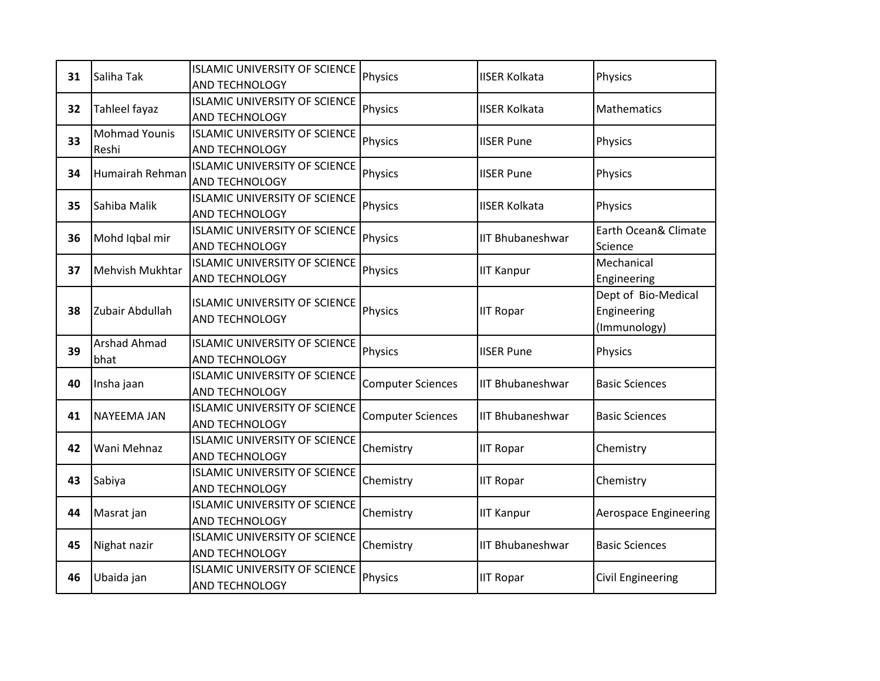| 31 | Saliha Tak | ISLAMIC UNIVERSITY OF SCIENCE AND TECHNOLOGY | Physics | IISER Kolkata | Physics |
|---|---|---|---|---|---|
| 32 | Tahleel fayaz | ISLAMIC UNIVERSITY OF SCIENCE AND TECHNOLOGY | Physics | IISER Kolkata | Mathematics |
| 33 | Mohmad Younis Reshi | ISLAMIC UNIVERSITY OF SCIENCE AND TECHNOLOGY | Physics | IISER Pune | Physics |
| 34 | Humairah Rehman | ISLAMIC UNIVERSITY OF SCIENCE AND TECHNOLOGY | Physics | IISER Pune | Physics |
| 35 | Sahiba Malik | ISLAMIC UNIVERSITY OF SCIENCE AND TECHNOLOGY | Physics | IISER Kolkata | Physics |
| 36 | Mohd Iqbal mir | ISLAMIC UNIVERSITY OF SCIENCE AND TECHNOLOGY | Physics | IIT Bhubaneshwar | Earth Ocean& Climate Science |
| 37 | Mehvish Mukhtar | ISLAMIC UNIVERSITY OF SCIENCE AND TECHNOLOGY | Physics | IIT Kanpur | Mechanical Engineering |
| 38 | Zubair Abdullah | ISLAMIC UNIVERSITY OF SCIENCE AND TECHNOLOGY | Physics | IIT Ropar | Dept of Bio-Medical Engineering (Immunology) |
| 39 | Arshad Ahmad bhat | ISLAMIC UNIVERSITY OF SCIENCE AND TECHNOLOGY | Physics | IISER Pune | Physics |
| 40 | Insha jaan | ISLAMIC UNIVERSITY OF SCIENCE AND TECHNOLOGY | Computer Sciences | IIT Bhubaneshwar | Basic Sciences |
| 41 | NAYEEMA JAN | ISLAMIC UNIVERSITY OF SCIENCE AND TECHNOLOGY | Computer Sciences | IIT Bhubaneshwar | Basic Sciences |
| 42 | Wani Mehnaz | ISLAMIC UNIVERSITY OF SCIENCE AND TECHNOLOGY | Chemistry | IIT Ropar | Chemistry |
| 43 | Sabiya | ISLAMIC UNIVERSITY OF SCIENCE AND TECHNOLOGY | Chemistry | IIT Ropar | Chemistry |
| 44 | Masrat jan | ISLAMIC UNIVERSITY OF SCIENCE AND TECHNOLOGY | Chemistry | IIT Kanpur | Aerospace Engineering |
| 45 | Nighat nazir | ISLAMIC UNIVERSITY OF SCIENCE AND TECHNOLOGY | Chemistry | IIT Bhubaneshwar | Basic Sciences |
| 46 | Ubaida jan | ISLAMIC UNIVERSITY OF SCIENCE AND TECHNOLOGY | Physics | IIT Ropar | Civil Engineering |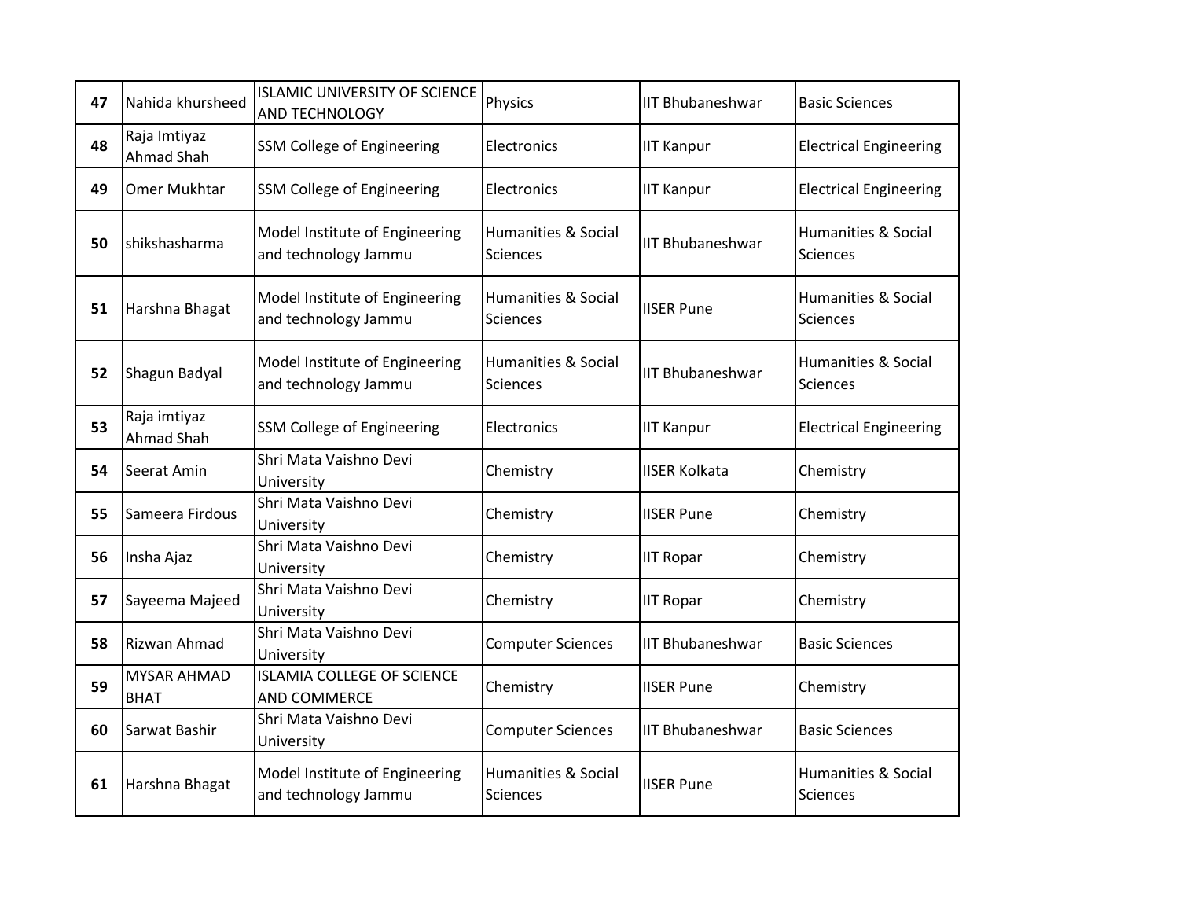| | | | | | |
|---|---|---|---|---|---|
| **47** | Nahida khursheed | ISLAMIC UNIVERSITY OF SCIENCE AND TECHNOLOGY | Physics | IIT Bhubaneshwar | Basic Sciences |
| **48** | Raja Imtiyaz Ahmad Shah | SSM College of Engineering | Electronics | IIT Kanpur | Electrical Engineering |
| **49** | Omer Mukhtar | SSM College of Engineering | Electronics | IIT Kanpur | Electrical Engineering |
| **50** | shikshasharma | Model Institute of Engineering and technology Jammu | Humanities & Social Sciences | IIT Bhubaneshwar | Humanities & Social Sciences |
| **51** | Harshna Bhagat | Model Institute of Engineering and technology Jammu | Humanities & Social Sciences | IISER Pune | Humanities & Social Sciences |
| **52** | Shagun Badyal | Model Institute of Engineering and technology Jammu | Humanities & Social Sciences | IIT Bhubaneshwar | Humanities & Social Sciences |
| **53** | Raja imtiyaz Ahmad Shah | SSM College of Engineering | Electronics | IIT Kanpur | Electrical Engineering |
| **54** | Seerat Amin | Shri Mata Vaishno Devi University | Chemistry | IISER Kolkata | Chemistry |
| **55** | Sameera Firdous | Shri Mata Vaishno Devi University | Chemistry | IISER Pune | Chemistry |
| **56** | Insha Ajaz | Shri Mata Vaishno Devi University | Chemistry | IIT Ropar | Chemistry |
| **57** | Sayeema Majeed | Shri Mata Vaishno Devi University | Chemistry | IIT Ropar | Chemistry |
| **58** | Rizwan Ahmad | Shri Mata Vaishno Devi University | Computer Sciences | IIT Bhubaneshwar | Basic Sciences |
| **59** | MYSAR AHMAD BHAT | ISLAMIA COLLEGE OF SCIENCE AND COMMERCE | Chemistry | IISER Pune | Chemistry |
| **60** | Sarwat Bashir | Shri Mata Vaishno Devi University | Computer Sciences | IIT Bhubaneshwar | Basic Sciences |
| **61** | Harshna Bhagat | Model Institute of Engineering and technology Jammu | Humanities & Social Sciences | IISER Pune | Humanities & Social Sciences |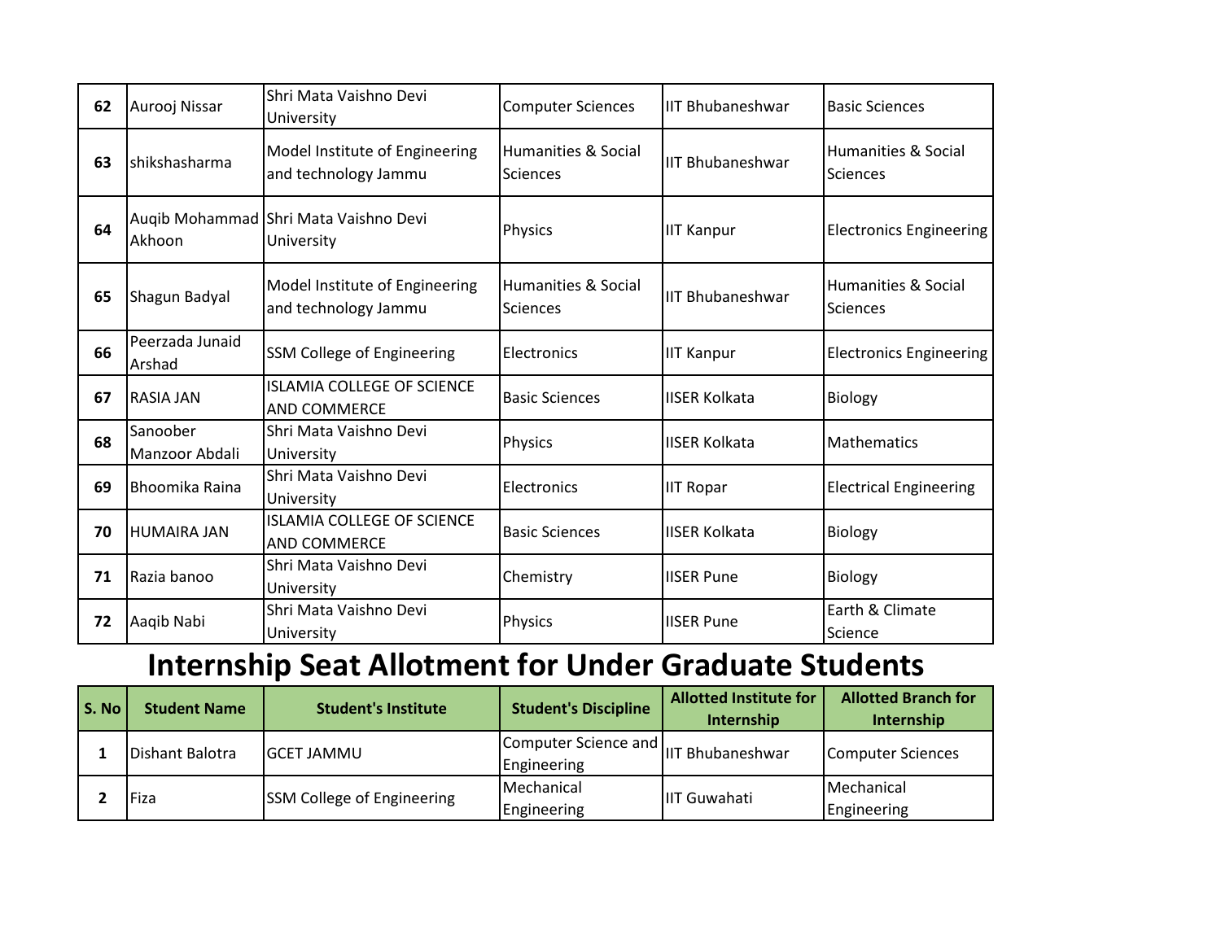| | | | | | |
|---|---|---|---|---|---|
| 62 | Aurooj Nissar | Shri Mata Vaishno Devi University | Computer Sciences | IIT Bhubaneshwar | Basic Sciences |
| 63 | shikshasharma | Model Institute of Engineering and technology Jammu | Humanities & Social Sciences | IIT Bhubaneshwar | Humanities & Social Sciences |
| 64 | Auqib Mohammad Akhoon | Shri Mata Vaishno Devi University | Physics | IIT Kanpur | Electronics Engineering |
| 65 | Shagun Badyal | Model Institute of Engineering and technology Jammu | Humanities & Social Sciences | IIT Bhubaneshwar | Humanities & Social Sciences |
| 66 | Peerzada Junaid Arshad | SSM College of Engineering | Electronics | IIT Kanpur | Electronics Engineering |
| 67 | RASIA JAN | ISLAMIA COLLEGE OF SCIENCE AND COMMERCE | Basic Sciences | IISER Kolkata | Biology |
| 68 | Sanoober Manzoor Abdali | Shri Mata Vaishno Devi University | Physics | IISER Kolkata | Mathematics |
| 69 | Bhoomika Raina | Shri Mata Vaishno Devi University | Electronics | IIT Ropar | Electrical Engineering |
| 70 | HUMAIRA JAN | ISLAMIA COLLEGE OF SCIENCE AND COMMERCE | Basic Sciences | IISER Kolkata | Biology |
| 71 | Razia banoo | Shri Mata Vaishno Devi University | Chemistry | IISER Pune | Biology |
| 72 | Aaqib Nabi | Shri Mata Vaishno Devi University | Physics | IISER Pune | Earth & Climate Science |

# Internship Seat Allotment for Under Graduate Students

| S. No | Student Name | Student's Institute | Student's Discipline | Allotted Institute for Internship | Allotted Branch for Internship |
|---|---|---|---|---|---|
| 1 | Dishant Balotra | GCET JAMMU | Computer Science and Engineering | IIT Bhubaneshwar | Computer Sciences |
| 2 | Fiza | SSM College of Engineering | Mechanical Engineering | IIT Guwahati | Mechanical Engineering |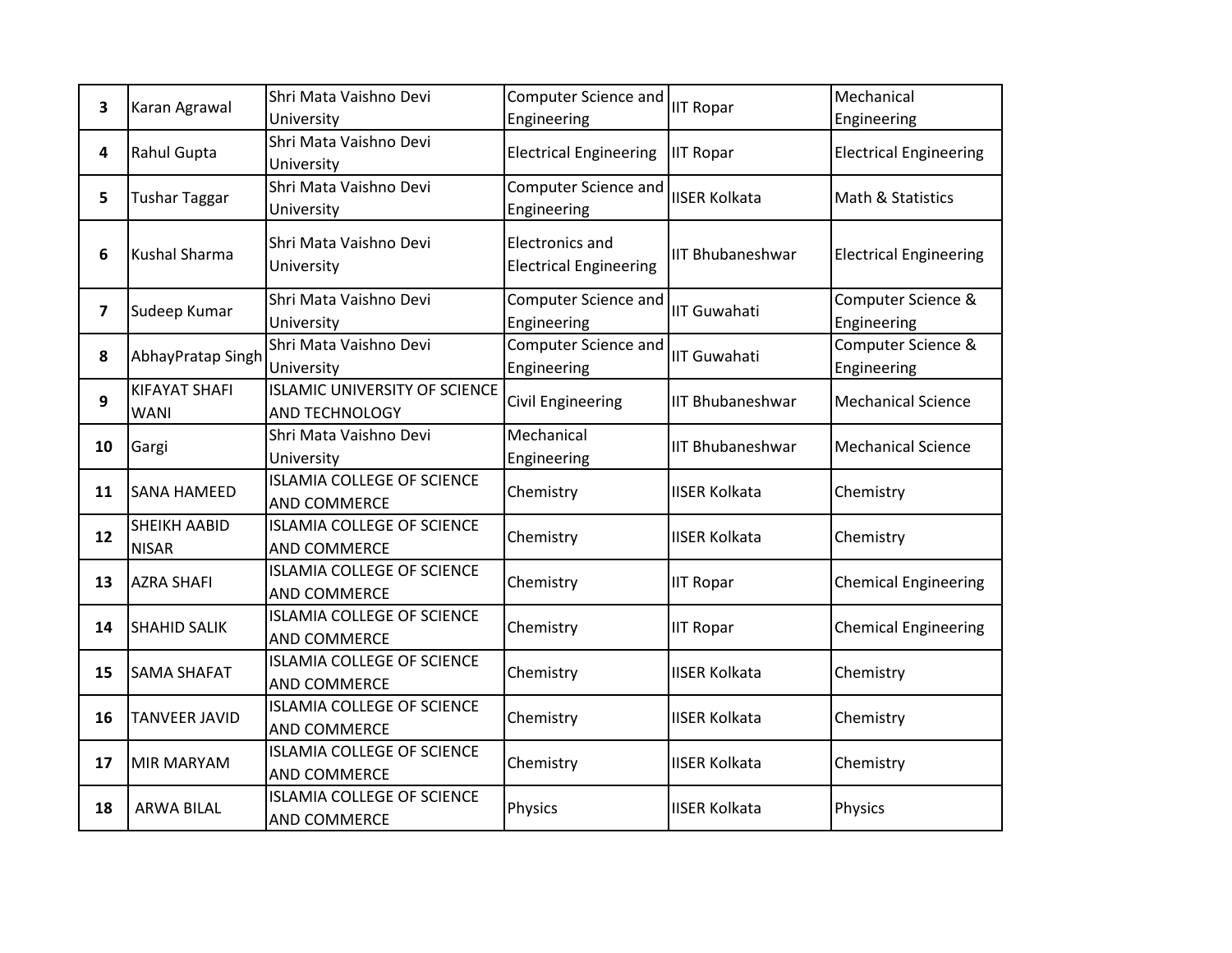| 3 | Karan Agrawal | Shri Mata Vaishno Devi University | Computer Science and Engineering | IIT Ropar | Mechanical Engineering |
|---|---|---|---|---|---|
| 4 | Rahul Gupta | Shri Mata Vaishno Devi University | Electrical Engineering | IIT Ropar | Electrical Engineering |
| 5 | Tushar Taggar | Shri Mata Vaishno Devi University | Computer Science and Engineering | IISER Kolkata | Math & Statistics |
| 6 | Kushal Sharma | Shri Mata Vaishno Devi University | Electronics and Electrical Engineering | IIT Bhubaneshwar | Electrical Engineering |
| 7 | Sudeep Kumar | Shri Mata Vaishno Devi University | Computer Science and Engineering | IIT Guwahati | Computer Science & Engineering |
| 8 | AbhayPratap Singh | Shri Mata Vaishno Devi University | Computer Science and Engineering | IIT Guwahati | Computer Science & Engineering |
| 9 | KIFAYAT SHAFI WANI | ISLAMIC UNIVERSITY OF SCIENCE AND TECHNOLOGY | Civil Engineering | IIT Bhubaneshwar | Mechanical Science |
| 10 | Gargi | Shri Mata Vaishno Devi University | Mechanical Engineering | IIT Bhubaneshwar | Mechanical Science |
| 11 | SANA HAMEED | ISLAMIA COLLEGE OF SCIENCE AND COMMERCE | Chemistry | IISER Kolkata | Chemistry |
| 12 | SHEIKH AABID NISAR | ISLAMIA COLLEGE OF SCIENCE AND COMMERCE | Chemistry | IISER Kolkata | Chemistry |
| 13 | AZRA SHAFI | ISLAMIA COLLEGE OF SCIENCE AND COMMERCE | Chemistry | IIT Ropar | Chemical Engineering |
| 14 | SHAHID SALIK | ISLAMIA COLLEGE OF SCIENCE AND COMMERCE | Chemistry | IIT Ropar | Chemical Engineering |
| 15 | SAMA SHAFAT | ISLAMIA COLLEGE OF SCIENCE AND COMMERCE | Chemistry | IISER Kolkata | Chemistry |
| 16 | TANVEER JAVID | ISLAMIA COLLEGE OF SCIENCE AND COMMERCE | Chemistry | IISER Kolkata | Chemistry |
| 17 | MIR MARYAM | ISLAMIA COLLEGE OF SCIENCE AND COMMERCE | Chemistry | IISER Kolkata | Chemistry |
| 18 | ARWA BILAL | ISLAMIA COLLEGE OF SCIENCE AND COMMERCE | Physics | IISER Kolkata | Physics |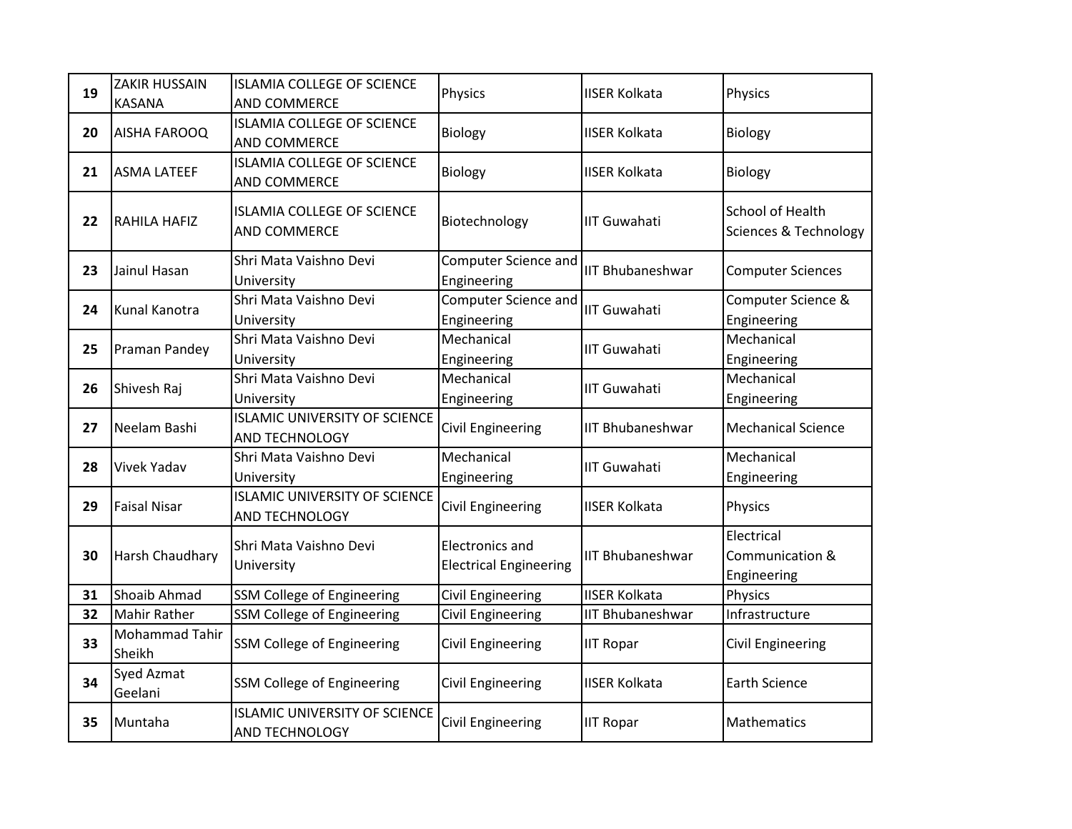| 19 | ZAKIR HUSSAIN KASANA | ISLAMIA COLLEGE OF SCIENCE AND COMMERCE | Physics | IISER Kolkata | Physics |
|---|---|---|---|---|---|
| 20 | AISHA FAROOQ | ISLAMIA COLLEGE OF SCIENCE AND COMMERCE | Biology | IISER Kolkata | Biology |
| 21 | ASMA LATEEF | ISLAMIA COLLEGE OF SCIENCE AND COMMERCE | Biology | IISER Kolkata | Biology |
| 22 | RAHILA HAFIZ | ISLAMIA COLLEGE OF SCIENCE AND COMMERCE | Biotechnology | IIT Guwahati | School of Health Sciences & Technology |
| 23 | Jainul Hasan | Shri Mata Vaishno Devi University | Computer Science and Engineering | IIT Bhubaneshwar | Computer Sciences |
| 24 | Kunal Kanotra | Shri Mata Vaishno Devi University | Computer Science and Engineering | IIT Guwahati | Computer Science & Engineering |
| 25 | Praman Pandey | Shri Mata Vaishno Devi University | Mechanical Engineering | IIT Guwahati | Mechanical Engineering |
| 26 | Shivesh Raj | Shri Mata Vaishno Devi University | Mechanical Engineering | IIT Guwahati | Mechanical Engineering |
| 27 | Neelam Bashi | ISLAMIC UNIVERSITY OF SCIENCE AND TECHNOLOGY | Civil Engineering | IIT Bhubaneshwar | Mechanical Science |
| 28 | Vivek Yadav | Shri Mata Vaishno Devi University | Mechanical Engineering | IIT Guwahati | Mechanical Engineering |
| 29 | Faisal Nisar | ISLAMIC UNIVERSITY OF SCIENCE AND TECHNOLOGY | Civil Engineering | IISER Kolkata | Physics |
| 30 | Harsh Chaudhary | Shri Mata Vaishno Devi University | Electronics and Electrical Engineering | IIT Bhubaneshwar | Electrical Communication & Engineering |
| 31 | Shoaib Ahmad | SSM College of Engineering | Civil Engineering | IISER Kolkata | Physics |
| 32 | Mahir Rather | SSM College of Engineering | Civil Engineering | IIT Bhubaneshwar | Infrastructure |
| 33 | Mohammad Tahir Sheikh | SSM College of Engineering | Civil Engineering | IIT Ropar | Civil Engineering |
| 34 | Syed Azmat Geelani | SSM College of Engineering | Civil Engineering | IISER Kolkata | Earth Science |
| 35 | Muntaha | ISLAMIC UNIVERSITY OF SCIENCE AND TECHNOLOGY | Civil Engineering | IIT Ropar | Mathematics |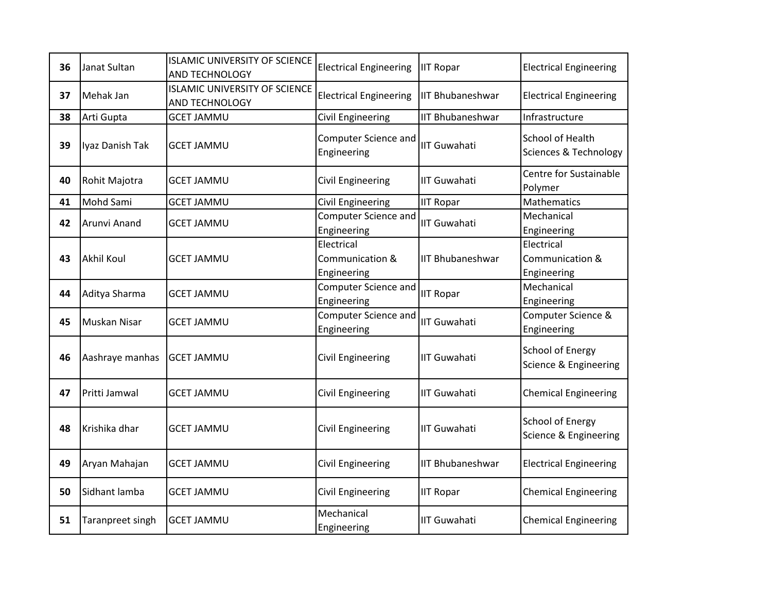| | | | | | |
|---|---|---|---|---|---|
| 36 | Janat Sultan | ISLAMIC UNIVERSITY OF SCIENCE AND TECHNOLOGY | Electrical Engineering | IIT Ropar | Electrical Engineering |
| 37 | Mehak Jan | ISLAMIC UNIVERSITY OF SCIENCE AND TECHNOLOGY | Electrical Engineering | IIT Bhubaneshwar | Electrical Engineering |
| 38 | Arti Gupta | GCET JAMMU | Civil Engineering | IIT Bhubaneshwar | Infrastructure |
| 39 | Iyaz Danish Tak | GCET JAMMU | Computer Science and Engineering | IIT Guwahati | School of Health Sciences & Technology |
| 40 | Rohit Majotra | GCET JAMMU | Civil Engineering | IIT Guwahati | Centre for Sustainable Polymer |
| 41 | Mohd Sami | GCET JAMMU | Civil Engineering | IIT Ropar | Mathematics |
| 42 | Arunvi Anand | GCET JAMMU | Computer Science and Engineering | IIT Guwahati | Mechanical Engineering |
| 43 | Akhil Koul | GCET JAMMU | Electrical Communication & Engineering | IIT Bhubaneshwar | Electrical Communication & Engineering |
| 44 | Aditya Sharma | GCET JAMMU | Computer Science and Engineering | IIT Ropar | Mechanical Engineering |
| 45 | Muskan Nisar | GCET JAMMU | Computer Science and Engineering | IIT Guwahati | Computer Science & Engineering |
| 46 | Aashraye manhas | GCET JAMMU | Civil Engineering | IIT Guwahati | School of Energy Science & Engineering |
| 47 | Pritti Jamwal | GCET JAMMU | Civil Engineering | IIT Guwahati | Chemical Engineering |
| 48 | Krishika dhar | GCET JAMMU | Civil Engineering | IIT Guwahati | School of Energy Science & Engineering |
| 49 | Aryan Mahajan | GCET JAMMU | Civil Engineering | IIT Bhubaneshwar | Electrical Engineering |
| 50 | Sidhant lamba | GCET JAMMU | Civil Engineering | IIT Ropar | Chemical Engineering |
| 51 | Taranpreet singh | GCET JAMMU | Mechanical Engineering | IIT Guwahati | Chemical Engineering |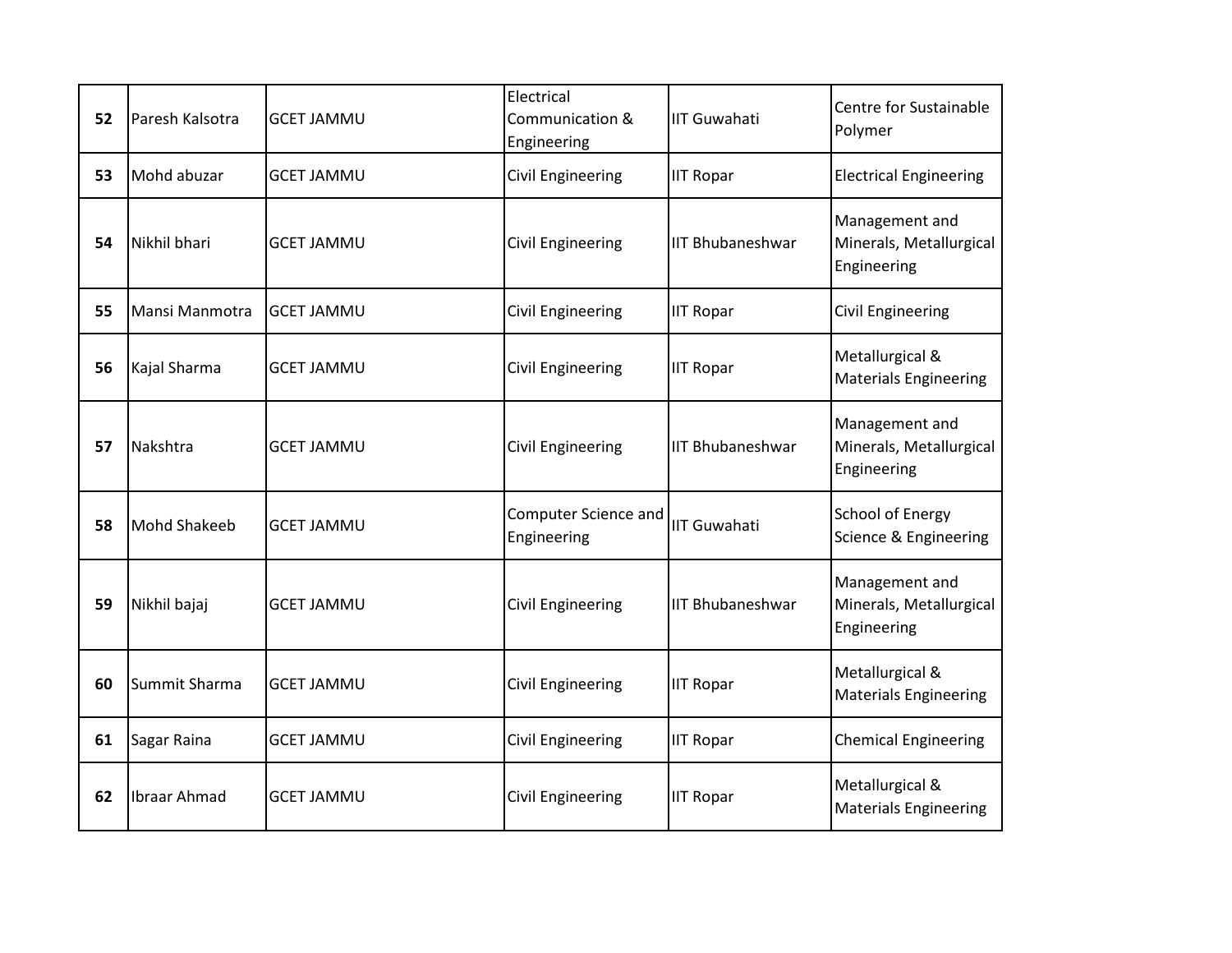| 52 | Paresh Kalsotra | GCET JAMMU | Electrical Communication & Engineering | IIT Guwahati | Centre for Sustainable Polymer |
|---|---|---|---|---|---|
| 53 | Mohd abuzar | GCET JAMMU | Civil Engineering | IIT Ropar | Electrical Engineering |
| 54 | Nikhil bhari | GCET JAMMU | Civil Engineering | IIT Bhubaneshwar | Management and Minerals, Metallurgical Engineering |
| 55 | Mansi Manmotra | GCET JAMMU | Civil Engineering | IIT Ropar | Civil Engineering |
| 56 | Kajal Sharma | GCET JAMMU | Civil Engineering | IIT Ropar | Metallurgical & Materials Engineering |
| 57 | Nakshtra | GCET JAMMU | Civil Engineering | IIT Bhubaneshwar | Management and Minerals, Metallurgical Engineering |
| 58 | Mohd Shakeeb | GCET JAMMU | Computer Science and Engineering | IIT Guwahati | School of Energy Science & Engineering |
| 59 | Nikhil bajaj | GCET JAMMU | Civil Engineering | IIT Bhubaneshwar | Management and Minerals, Metallurgical Engineering |
| 60 | Summit Sharma | GCET JAMMU | Civil Engineering | IIT Ropar | Metallurgical & Materials Engineering |
| 61 | Sagar Raina | GCET JAMMU | Civil Engineering | IIT Ropar | Chemical Engineering |
| 62 | Ibraar Ahmad | GCET JAMMU | Civil Engineering | IIT Ropar | Metallurgical & Materials Engineering |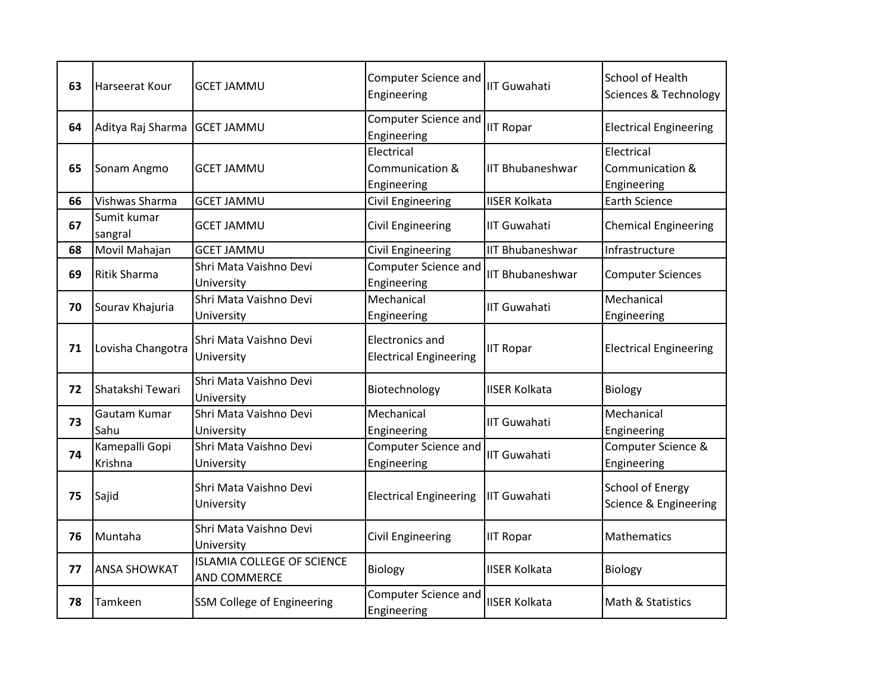| 63 | Harseerat Kour | GCET JAMMU | Computer Science and Engineering | IIT Guwahati | School of Health Sciences & Technology |
|---|---|---|---|---|---|
| 64 | Aditya Raj Sharma | GCET JAMMU | Computer Science and Engineering | IIT Ropar | Electrical Engineering |
| 65 | Sonam Angmo | GCET JAMMU | Electrical Communication & Engineering | IIT Bhubaneshwar | Electrical Communication & Engineering |
| 66 | Vishwas Sharma | GCET JAMMU | Civil Engineering | IISER Kolkata | Earth Science |
| 67 | Sumit kumar sangral | GCET JAMMU | Civil Engineering | IIT Guwahati | Chemical Engineering |
| 68 | Movil Mahajan | GCET JAMMU | Civil Engineering | IIT Bhubaneshwar | Infrastructure |
| 69 | Ritik Sharma | Shri Mata Vaishno Devi University | Computer Science and Engineering | IIT Bhubaneshwar | Computer Sciences |
| 70 | Sourav Khajuria | Shri Mata Vaishno Devi University | Mechanical Engineering | IIT Guwahati | Mechanical Engineering |
| 71 | Lovisha Changotra | Shri Mata Vaishno Devi University | Electronics and Electrical Engineering | IIT Ropar | Electrical Engineering |
| 72 | Shatakshi Tewari | Shri Mata Vaishno Devi University | Biotechnology | IISER Kolkata | Biology |
| 73 | Gautam Kumar Sahu | Shri Mata Vaishno Devi University | Mechanical Engineering | IIT Guwahati | Mechanical Engineering |
| 74 | Kamepalli Gopi Krishna | Shri Mata Vaishno Devi University | Computer Science and Engineering | IIT Guwahati | Computer Science & Engineering |
| 75 | Sajid | Shri Mata Vaishno Devi University | Electrical Engineering | IIT Guwahati | School of Energy Science & Engineering |
| 76 | Muntaha | Shri Mata Vaishno Devi University | Civil Engineering | IIT Ropar | Mathematics |
| 77 | ANSA SHOWKAT | ISLAMIA COLLEGE OF SCIENCE AND COMMERCE | Biology | IISER Kolkata | Biology |
| 78 | Tamkeen | SSM College of Engineering | Computer Science and Engineering | IISER Kolkata | Math & Statistics |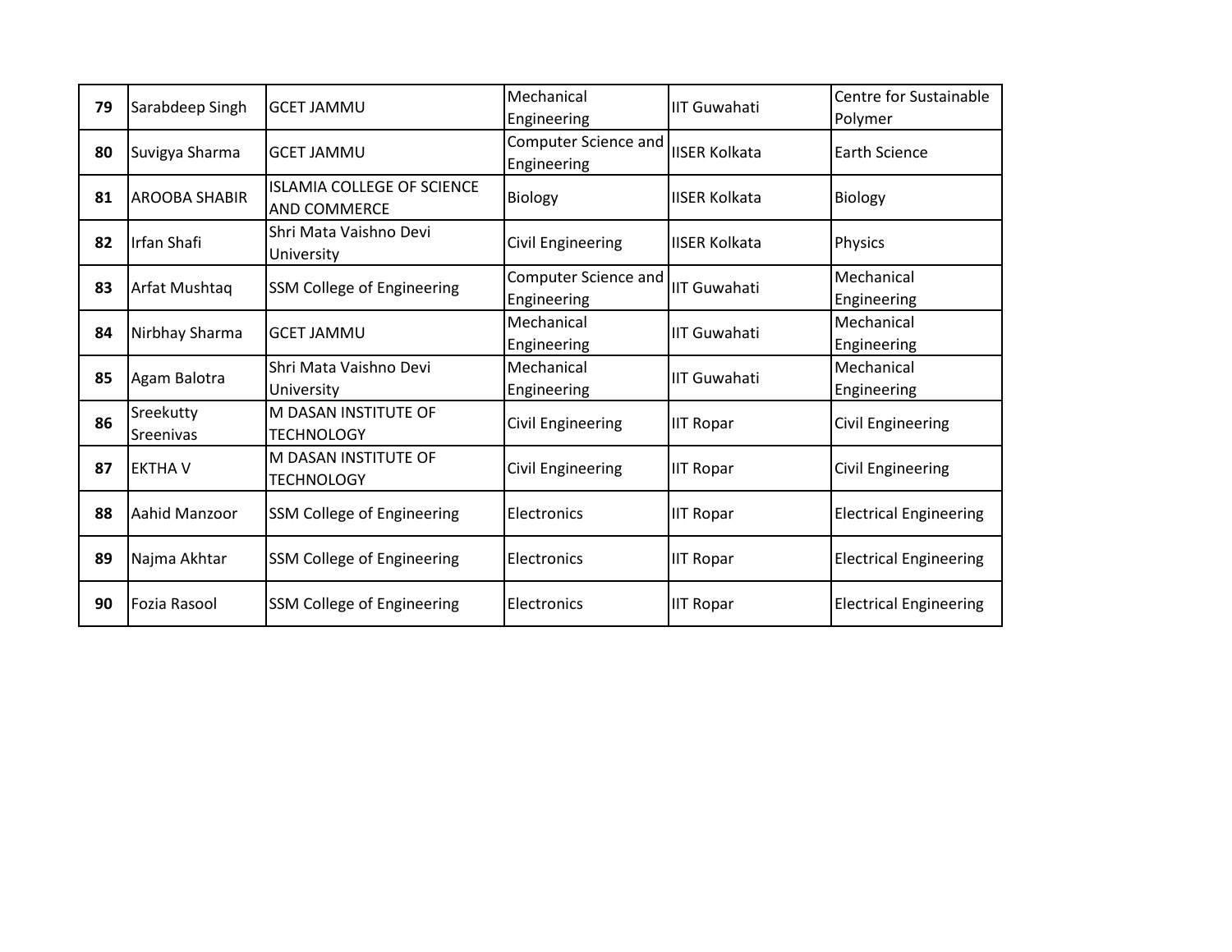| | | | | | |
|---|---|---|---|---|---|
| **79** | Sarabdeep Singh | GCET JAMMU | Mechanical Engineering | IIT Guwahati | Centre for Sustainable Polymer |
| **80** | Suvigya Sharma | GCET JAMMU | Computer Science and Engineering | IISER Kolkata | Earth Science |
| **81** | AROOBA SHABIR | ISLAMIA COLLEGE OF SCIENCE AND COMMERCE | Biology | IISER Kolkata | Biology |
| **82** | Irfan Shafi | Shri Mata Vaishno Devi University | Civil Engineering | IISER Kolkata | Physics |
| **83** | Arfat Mushtaq | SSM College of Engineering | Computer Science and Engineering | IIT Guwahati | Mechanical Engineering |
| **84** | Nirbhay Sharma | GCET JAMMU | Mechanical Engineering | IIT Guwahati | Mechanical Engineering |
| **85** | Agam Balotra | Shri Mata Vaishno Devi University | Mechanical Engineering | IIT Guwahati | Mechanical Engineering |
| **86** | Sreekutty Sreenivas | M DASAN INSTITUTE OF TECHNOLOGY | Civil Engineering | IIT Ropar | Civil Engineering |
| **87** | EKTHA V | M DASAN INSTITUTE OF TECHNOLOGY | Civil Engineering | IIT Ropar | Civil Engineering |
| **88** | Aahid Manzoor | SSM College of Engineering | Electronics | IIT Ropar | Electrical Engineering |
| **89** | Najma Akhtar | SSM College of Engineering | Electronics | IIT Ropar | Electrical Engineering |
| **90** | Fozia Rasool | SSM College of Engineering | Electronics | IIT Ropar | Electrical Engineering |